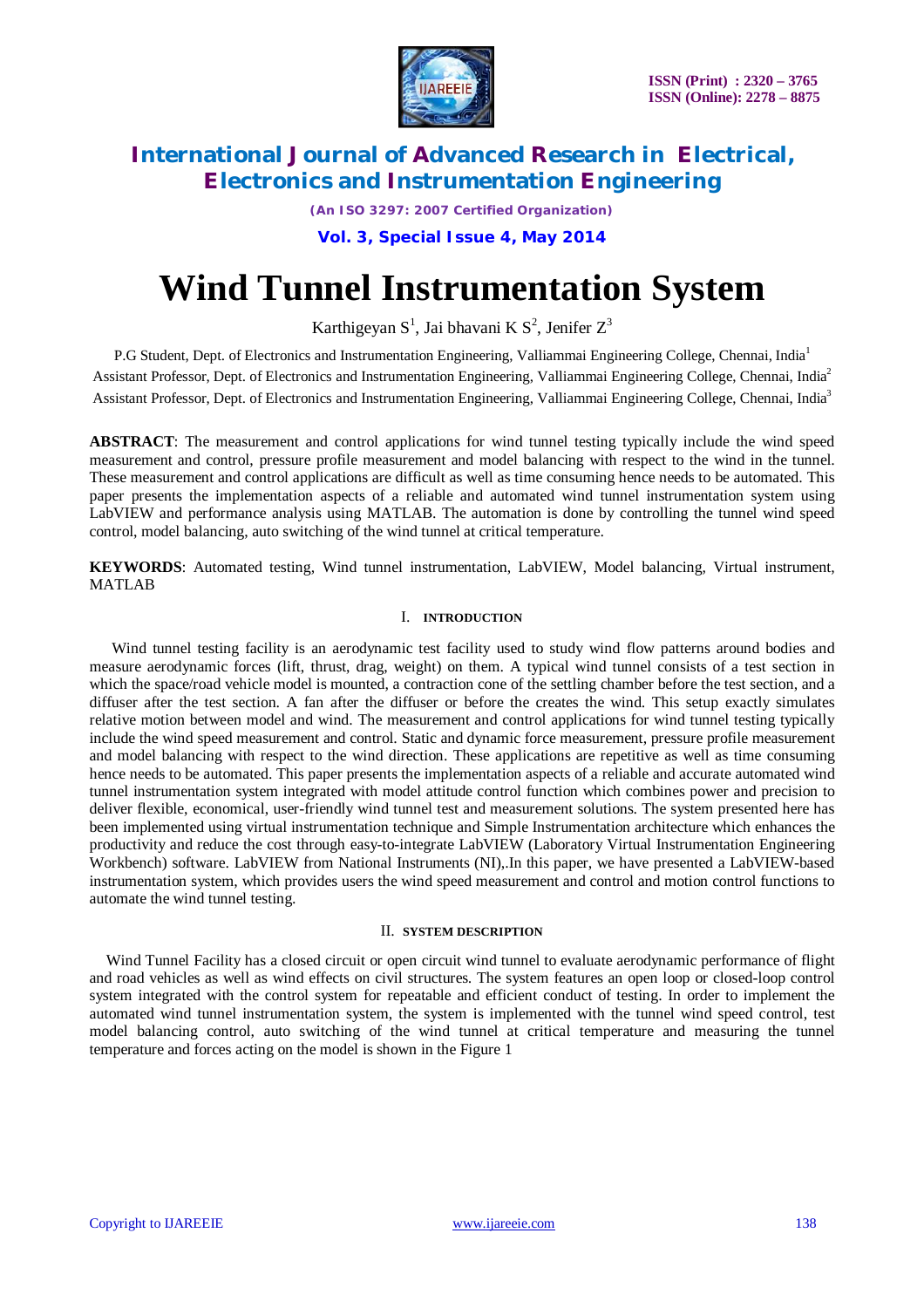# Wind Tunnel Instrumentation System

Karthigeyan S[1], Jai bhavani K S[2], Jenifer Z[3]

P.G Student, Dept. of Electronics and Instrumentation Engineering, Valliammai Engineering College, Chennai, India[1]

Assistant Professor, Dept. of Electronics and Instrumentation Engineering, Valliammai Engineering College, Chennai, India[2]

Assistant Professor, Dept. of Electronics and Instrumentation Engineering, Valliammai Engineering College, Chennai, India[3]

**ABSTRACT**: The measurement and control applications for wind tunnel testing typically include the wind speed measurement and control, pressure profile measurement and model balancing with respect to the wind in the tunnel. These measurement and control applications are difficult as well as time consuming hence needs to be automated. This paper presents the implementation aspects of a reliable and automated wind tunnel instrumentation system using LabVIEW and performance analysis using MATLAB. The automation is done by controlling the tunnel wind speed control, model balancing, auto switching of the wind tunnel at critical temperature.

**KEYWORDS**: Automated testing, Wind tunnel instrumentation, LabVIEW, Model balancing, Virtual instrument, MATLAB

## I. INTRODUCTION

Wind tunnel testing facility is an aerodynamic test facility used to study wind flow patterns around bodies and measure aerodynamic forces (lift, thrust, drag, weight) on them. A typical wind tunnel consists of a test section in which the space/road vehicle model is mounted, a contraction cone of the settling chamber before the test section, and a diffuser after the test section. A fan after the diffuser or before the creates the wind. This setup exactly simulates relative motion between model and wind. The measurement and control applications for wind tunnel testing typically include the wind speed measurement and control. Static and dynamic force measurement, pressure profile measurement and model balancing with respect to the wind direction. These applications are repetitive as well as time consuming hence needs to be automated. This paper presents the implementation aspects of a reliable and accurate automated wind tunnel instrumentation system integrated with model attitude control function which combines power and precision to deliver flexible, economical, user-friendly wind tunnel test and measurement solutions. The system presented here has been implemented using virtual instrumentation technique and Simple Instrumentation architecture which enhances the productivity and reduce the cost through easy-to-integrate LabVIEW (Laboratory Virtual Instrumentation Engineering Workbench) software. LabVIEW from National Instruments (NI),.In this paper, we have presented a LabVIEW-based instrumentation system, which provides users the wind speed measurement and control and motion control functions to automate the wind tunnel testing.

## II. SYSTEM DESCRIPTION

Wind Tunnel Facility has a closed circuit or open circuit wind tunnel to evaluate aerodynamic performance of flight and road vehicles as well as wind effects on civil structures. The system features an open loop or closed-loop control system integrated with the control system for repeatable and efficient conduct of testing. In order to implement the automated wind tunnel instrumentation system, the system is implemented with the tunnel wind speed control, test model balancing control, auto switching of the wind tunnel at critical temperature and measuring the tunnel temperature and forces acting on the model is shown in the Figure 1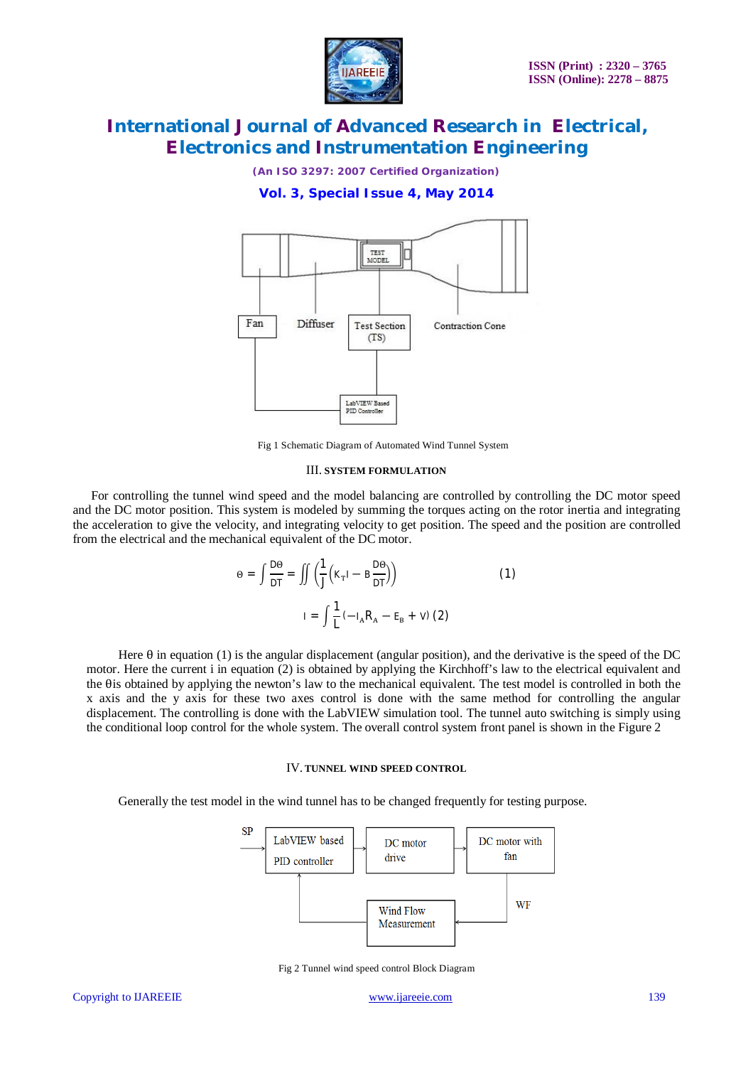Fig 1 Schematic Diagram of Automated Wind Tunnel System

## III. SYSTEM FORMULATION

For controlling the tunnel wind speed and the model balancing are controlled by controlling the DC motor speed and the DC motor position. This system is modeled by summing the torques acting on the rotor inertia and integrating the acceleration to give the velocity, and integrating velocity to get position. The speed and the position are controlled from the electrical and the mechanical equivalent of the DC motor.

$$\Theta = \int \frac{D\Theta}{DT} = \iint \left(\frac{1}{J}\left(K_T I - B\frac{D\Theta}{DT}\right)\right) \qquad (1)$$

$$I = \int \frac{1}{L}\left(-I_A R_A - E_B + V\right) \quad (2)$$

Here θ in equation (1) is the angular displacement (angular position), and the derivative is the speed of the DC motor. Here the current i in equation (2) is obtained by applying the Kirchhoff's law to the electrical equivalent and the θis obtained by applying the newton's law to the mechanical equivalent. The test model is controlled in both the x axis and the y axis for these two axes control is done with the same method for controlling the angular displacement. The controlling is done with the LabVIEW simulation tool. The tunnel auto switching is simply using the conditional loop control for the whole system. The overall control system front panel is shown in the Figure 2

## IV. TUNNEL WIND SPEED CONTROL

Generally the test model in the wind tunnel has to be changed frequently for testing purpose.

Fig 2 Tunnel wind speed control Block Diagram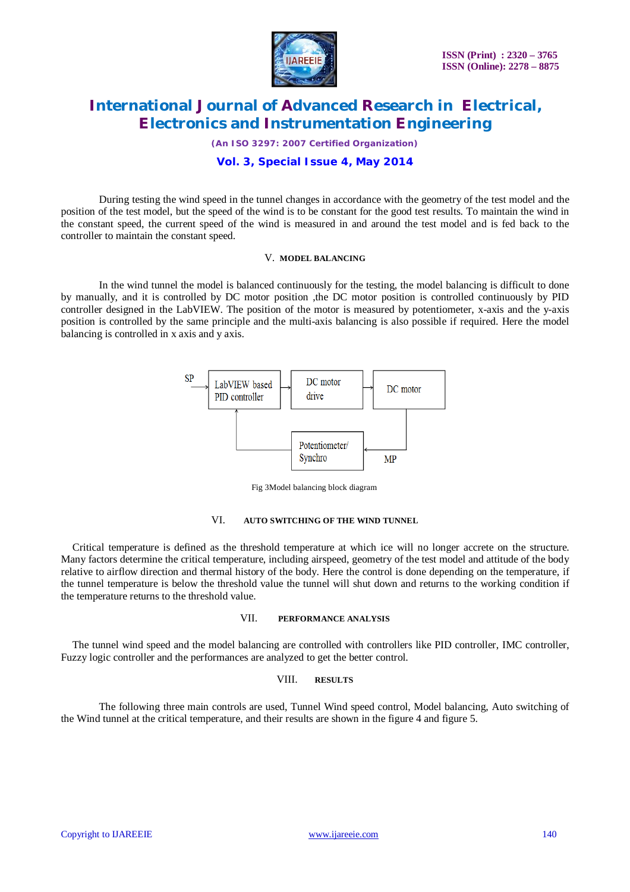During testing the wind speed in the tunnel changes in accordance with the geometry of the test model and the position of the test model, but the speed of the wind is to be constant for the good test results. To maintain the wind in the constant speed, the current speed of the wind is measured in and around the test model and is fed back to the controller to maintain the constant speed.

## V. MODEL BALANCING

In the wind tunnel the model is balanced continuously for the testing, the model balancing is difficult to done by manually, and it is controlled by DC motor position ,the DC motor position is controlled continuously by PID controller designed in the LabVIEW. The position of the motor is measured by potentiometer, x-axis and the y-axis position is controlled by the same principle and the multi-axis balancing is also possible if required. Here the model balancing is controlled in x axis and y axis.

SP → LabVIEW based PID controller → DC motor drive → DC motor → Potentiometer/ Synchro (MP) → LabVIEW based PID controller

Fig 3Model balancing block diagram

## VI. AUTO SWITCHING OF THE WIND TUNNEL

Critical temperature is defined as the threshold temperature at which ice will no longer accrete on the structure. Many factors determine the critical temperature, including airspeed, geometry of the test model and attitude of the body relative to airflow direction and thermal history of the body. Here the control is done depending on the temperature, if the tunnel temperature is below the threshold value the tunnel will shut down and returns to the working condition if the temperature returns to the threshold value.

## VII. PERFORMANCE ANALYSIS

The tunnel wind speed and the model balancing are controlled with controllers like PID controller, IMC controller, Fuzzy logic controller and the performances are analyzed to get the better control.

## VIII. RESULTS

The following three main controls are used, Tunnel Wind speed control, Model balancing, Auto switching of the Wind tunnel at the critical temperature, and their results are shown in the figure 4 and figure 5.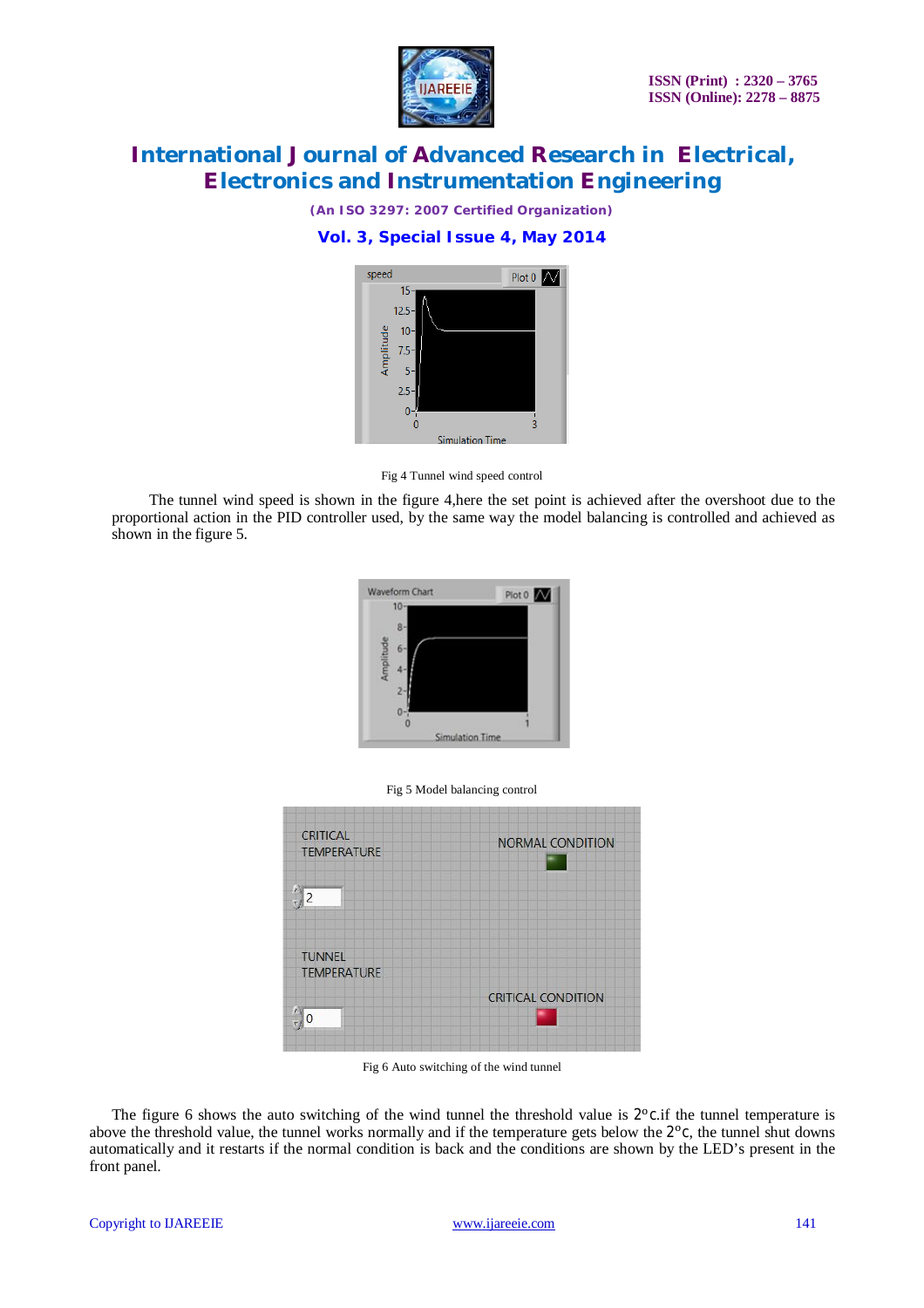Fig 4 Tunnel wind speed control

The tunnel wind speed is shown in the figure 4,here the set point is achieved after the overshoot due to the proportional action in the PID controller used, by the same way the model balancing is controlled and achieved as shown in the figure 5.

Fig 5 Model balancing control

Fig 6 Auto switching of the wind tunnel

The figure 6 shows the auto switching of the wind tunnel the threshold value is $2^{o}$c.if the tunnel temperature is above the threshold value, the tunnel works normally and if the temperature gets below the $2^{o}$c, the tunnel shut downs automatically and it restarts if the normal condition is back and the conditions are shown by the LED's present in the front panel.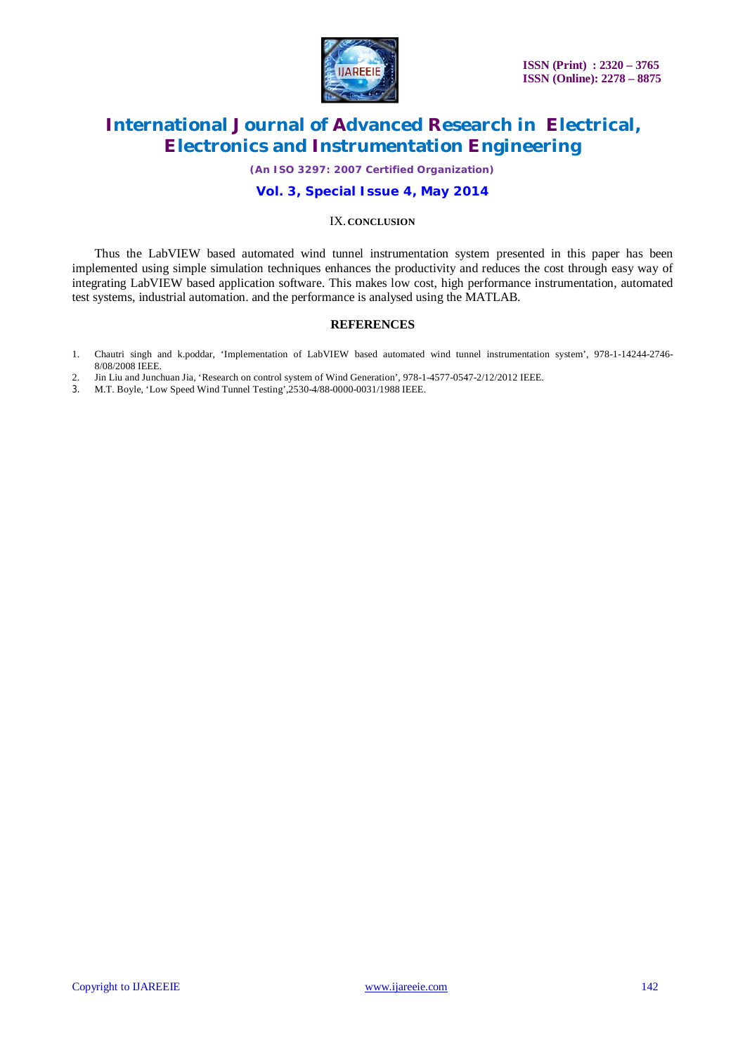## IX. CONCLUSION

Thus the LabVIEW based automated wind tunnel instrumentation system presented in this paper has been implemented using simple simulation techniques enhances the productivity and reduces the cost through easy way of integrating LabVIEW based application software. This makes low cost, high performance instrumentation, automated test systems, industrial automation. and the performance is analysed using the MATLAB.

## REFERENCES

1. Chautri singh and k.poddar, 'Implementation of LabVIEW based automated wind tunnel instrumentation system', 978-1-14244-2746-8/08/2008 IEEE.
2. Jin Liu and Junchuan Jia, 'Research on control system of Wind Generation', 978-1-4577-0547-2/12/2012 IEEE.
3. M.T. Boyle, 'Low Speed Wind Tunnel Testing',2530-4/88-0000-0031/1988 IEEE.